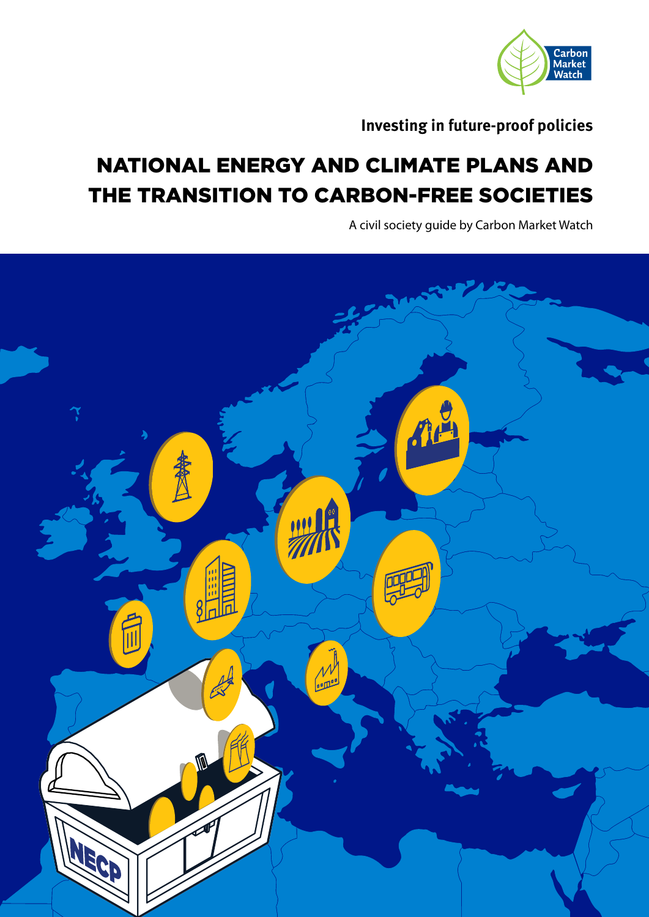Carbon Market Watch

**Investing in future-proof policies**

# NATIONAL ENERGY AND CLIMATE PLANS AND THE TRANSITION TO CARBON-FREE SOCIETIES

A civil society guide by Carbon Market Watch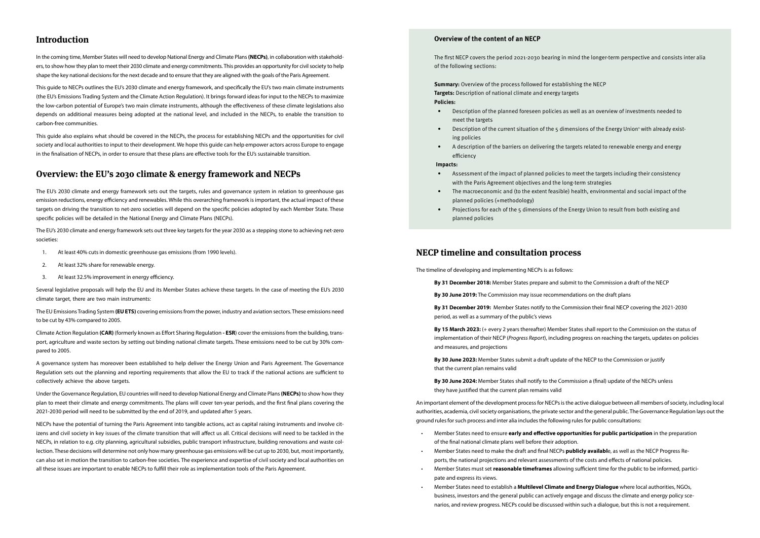## Introduction

In the coming time, Member States will need to develop National Energy and Climate Plans **(NECPs)**, in collaboration with stakeholders, to show how they plan to meet their 2030 climate and energy commitments. This provides an opportunity for civil society to help shape the key national decisions for the next decade and to ensure that they are aligned with the goals of the Paris Agreement.

This guide to NECPs outlines the EU's 2030 climate and energy framework, and specifically the EU's two main climate instruments (the EU's Emissions Trading System and the Climate Action Regulation). It brings forward ideas for input to the NECPs to maximize the low-carbon potential of Europe's two main climate instruments, although the effectiveness of these climate legislations also depends on additional measures being adopted at the national level, and included in the NECPs, to enable the transition to carbon-free communities.

This guide also explains what should be covered in the NECPs, the process for establishing NECPs and the opportunities for civil society and local authorities to input to their development. We hope this guide can help empower actors across Europe to engage in the finalisation of NECPs, in order to ensure that these plans are effective tools for the EU's sustainable transition.

## Overview: the EU's 2030 climate & energy framework and NECPs

The EU's 2030 climate and energy framework sets out the targets, rules and governance system in relation to greenhouse gas emission reductions, energy efficiency and renewables. While this overarching framework is important, the actual impact of these targets on driving the transition to net-zero societies will depend on the specific policies adopted by each Member State. These specific policies will be detailed in the National Energy and Climate Plans (NECPs).

The EU's 2030 climate and energy framework sets out three key targets for the year 2030 as a stepping stone to achieving net-zero societies:

1. At least 40% cuts in domestic greenhouse gas emissions (from 1990 levels).
2. At least 32% share for renewable energy.
3. At least 32.5% improvement in energy efficiency.

Several legislative proposals will help the EU and its Member States achieve these targets. In the case of meeting the EU's 2030 climate target, there are two main instruments:

The EU Emissions Trading System **(EU ETS)** covering emissions from the power, industry and aviation sectors. These emissions need to be cut by 43% compared to 2005.

Climate Action Regulation **(CAR)** (formerly known as Effort Sharing Regulation **- ESR**) cover the emissions from the building, transport, agriculture and waste sectors by setting out binding national climate targets. These emissions need to be cut by 30% compared to 2005.

A governance system has moreover been established to help deliver the Energy Union and Paris Agreement. The Governance Regulation sets out the planning and reporting requirements that allow the EU to track if the national actions are sufficient to collectively achieve the above targets.

Under the Governance Regulation, EU countries will need to develop National Energy and Climate Plans **(NECPs)** to show how they plan to meet their climate and energy commitments. The plans will cover ten-year periods, and the first final plans covering the 2021-2030 period will need to be submitted by the end of 2019, and updated after 5 years.

NECPs have the potential of turning the Paris Agreement into tangible actions, act as capital raising instruments and involve citizens and civil society in key issues of the climate transition that will affect us all. Critical decisions will need to be tackled in the NECPs, in relation to e.g. city planning, agricultural subsidies, public transport infrastructure, building renovations and waste collection. These decisions will determine not only how many greenhouse gas emissions will be cut up to 2030, but, most importantly, can also set in motion the transition to carbon-free societies. The experience and expertise of civil society and local authorities on all these issues are important to enable NECPs to fulfill their role as implementation tools of the Paris Agreement.

### Overview of the content of an NECP

The first NECP covers the period 2021-2030 bearing in mind the longer-term perspective and consists inter alia of the following sections:

**Summary:** Overview of the process followed for establishing the NECP
**Targets:** Description of national climate and energy targets
**Policies:**

- Description of the planned foreseen policies as well as an overview of investments needed to meet the targets
- Description of the current situation of the 5 dimensions of the Energy Union[1] with already existing policies
- A description of the barriers on delivering the targets related to renewable energy and energy efficiency

**Impacts:**

- Assessment of the impact of planned policies to meet the targets including their consistency with the Paris Agreement objectives and the long-term strategies
- The macroeconomic and (to the extent feasible) health, environmental and social impact of the planned policies (+methodology)
- Projections for each of the 5 dimensions of the Energy Union to result from both existing and planned policies

## NECP timeline and consultation process

The timeline of developing and implementing NECPs is as follows:

**By 31 December 2018:** Member States prepare and submit to the Commission a draft of the NECP

**By 30 June 2019:** The Commission may issue recommendations on the draft plans

**By 31 December 2019:** Member States notify to the Commission their final NECP covering the 2021-2030 period, as well as a summary of the public's views

**By 15 March 2023:** (+ every 2 years thereafter) Member States shall report to the Commission on the status of implementation of their NECP (*Progress Report*), including progress on reaching the targets, updates on policies and measures, and projections

**By 30 June 2023:** Member States submit a draft update of the NECP to the Commission or justify that the current plan remains valid

**By 30 June 2024:** Member States shall notify to the Commission a (final) update of the NECPs unless they have justified that the current plan remains valid

An important element of the development process for NECPs is the active dialogue between all members of society, including local authorities, academia, civil society organisations, the private sector and the general public. The Governance Regulation lays out the ground rules for such process and inter alia includes the following rules for public consultations:

- Member States need to ensure **early and effective opportunities for public participation** in the preparation of the final national climate plans well before their adoption.
- Member States need to make the draft and final NECPs **publicly availabl**e, as well as the NECP Progress Reports, the national projections and relevant assessments of the costs and effects of national policies.
- Member States must set **reasonable timeframes** allowing sufficient time for the public to be informed, participate and express its views.
- Member States need to establish a **Multilevel Climate and Energy Dialogue** where local authorities, NGOs, business, investors and the general public can actively engage and discuss the climate and energy policy scenarios, and review progress. NECPs could be discussed within such a dialogue, but this is not a requirement.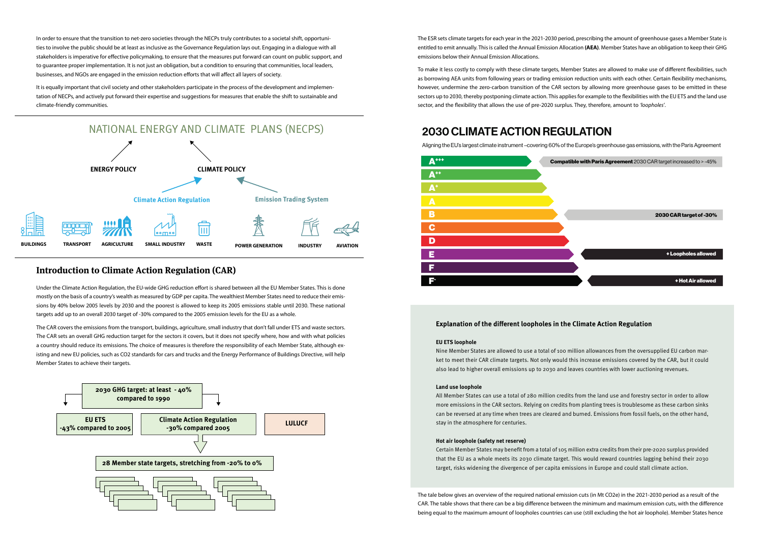In order to ensure that the transition to net-zero societies through the NECPs truly contributes to a societal shift, opportunities to involve the public should be at least as inclusive as the Governance Regulation lays out. Engaging in a dialogue with all stakeholders is imperative for effective policymaking, to ensure that the measures put forward can count on public support, and to guarantee proper implementation. It is not just an obligation, but a condition to ensuring that communities, local leaders, businesses, and NGOs are engaged in the emission reduction efforts that will affect all layers of society.

It is equally important that civil society and other stakeholders participate in the process of the development and implementation of NECPs, and actively put forward their expertise and suggestions for measures that enable the shift to sustainable and climate-friendly communities.

NATIONAL ENERGY AND CLIMATE PLANS (NECPS)

ENERGY POLICY — CLIMATE POLICY

Climate Action Regulation — Emission Trading System

BUILDINGS, TRANSPORT, AGRICULTURE, SMALL INDUSTRY, WASTE — POWER GENERATION, INDUSTRY, AVIATION

## Introduction to Climate Action Regulation (CAR)

Under the Climate Action Regulation, the EU-wide GHG reduction effort is shared between all the EU Member States. This is done mostly on the basis of a country's wealth as measured by GDP per capita. The wealthiest Member States need to reduce their emissions by 40% below 2005 levels by 2030 and the poorest is allowed to keep its 2005 emissions stable until 2030. These national targets add up to an overall 2030 target of -30% compared to the 2005 emission levels for the EU as a whole.

The CAR covers the emissions from the transport, buildings, agriculture, small industry that don't fall under ETS and waste sectors. The CAR sets an overall GHG reduction target for the sectors it covers, but it does not specify where, how and with what policies a country should reduce its emissions. The choice of measures is therefore the responsibility of each Member State, although existing and new EU policies, such as CO2 standards for cars and trucks and the Energy Performance of Buildings Directive, will help Member States to achieve their targets.

2030 GHG target: at least - 40% compared to 1990

EU ETS -43% compared to 2005 — Climate Action Regulation -30% compared 2005 — LULUCF

28 Member state targets, stretching from -20% to 0%

The ESR sets climate targets for each year in the 2021-2030 period, prescribing the amount of greenhouse gases a Member State is entitled to emit annually. This is called the Annual Emission Allocation **(AEA)**. Member States have an obligation to keep their GHG emissions below their Annual Emission Allocations.

To make it less costly to comply with these climate targets, Member States are allowed to make use of different flexibilities, such as borrowing AEA units from following years or trading emission reduction units with each other. Certain flexibility mechanisms, however, undermine the zero-carbon transition of the CAR sectors by allowing more greenhouse gases to be emitted in these sectors up to 2030, thereby postponing climate action. This applies for example to the flexibilities with the EU ETS and the land use sector, and the flexibility that allows the use of pre-2020 surplus. They, therefore, amount to *'loopholes'*.

## 2030 CLIMATE ACTION REGULATION

Aligning the EU's largest climate instrument –covering 60% of the Europe's greenhouse gas emissions, with the Paris Agreement

| Rating | |
|---|---|
| A+++ | **Compatible with Paris Agreement** 2030 CAR target increased to > -45% |
| A++ | |
| A+ | |
| A | |
| B | **2030 CAR target of -30%** |
| C | |
| D | |
| E | **+ Loopholes allowed** |
| F | |
| F- | **+ Hot Air allowed** |

### Explanation of the different loopholes in the Climate Action Regulation

**EU ETS loophole**

Nine Member States are allowed to use a total of 100 million allowances from the oversupplied EU carbon market to meet their CAR climate targets. Not only would this increase emissions covered by the CAR, but it could also lead to higher overall emissions up to 2030 and leaves countries with lower auctioning revenues.

**Land use loophole**

All Member States can use a total of 280 million credits from the land use and forestry sector in order to allow more emissions in the CAR sectors. Relying on credits from planting trees is troublesome as these carbon sinks can be reversed at any time when trees are cleared and burned. Emissions from fossil fuels, on the other hand, stay in the atmosphere for centuries.

**Hot air loophole (safety net reserve)**

Certain Member States may benefit from a total of 105 million extra credits from their pre-2020 surplus provided that the EU as a whole meets its 2030 climate target. This would reward countries lagging behind their 2030 target, risks widening the divergence of per capita emissions in Europe and could stall climate action.

The tale below gives an overview of the required national emission cuts (in Mt CO2e) in the 2021-2030 period as a result of the CAR. The table shows that there can be a big difference between the minimum and maximum emission cuts, with the difference being equal to the maximum amount of loopholes countries can use (still excluding the hot air loophole). Member States hence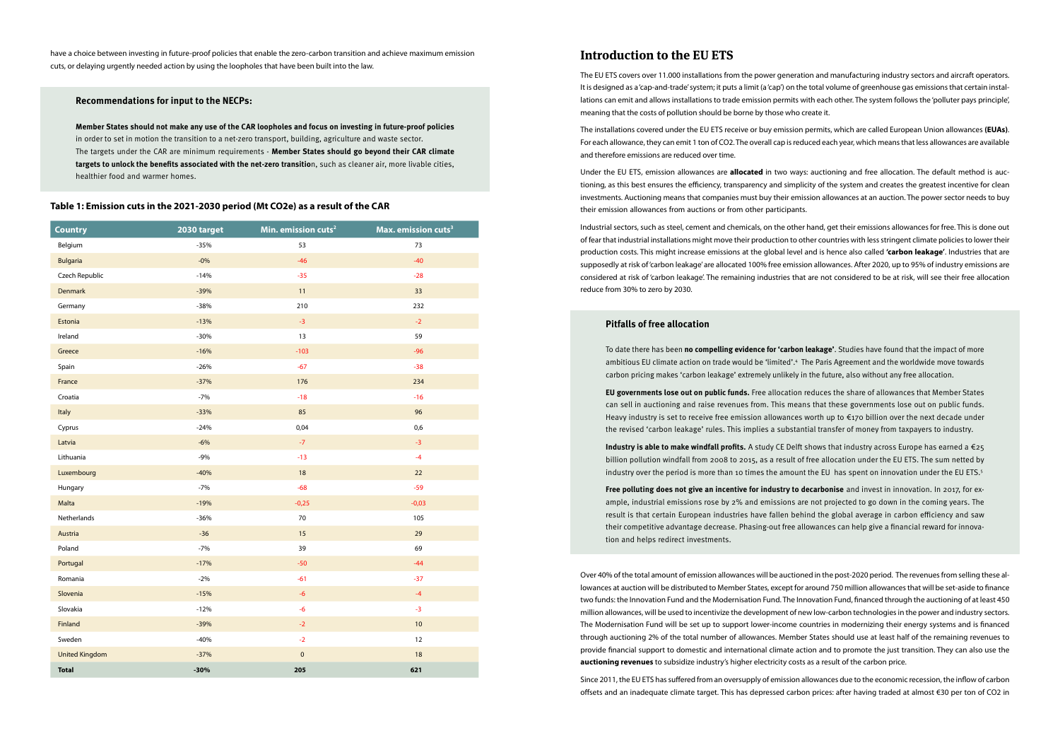have a choice between investing in future-proof policies that enable the zero-carbon transition and achieve maximum emission cuts, or delaying urgently needed action by using the loopholes that have been built into the law.

### Recommendations for input to the NECPs:

**Member States should not make any use of the CAR loopholes and focus on investing in future-proof policies** in order to set in motion the transition to a net-zero transport, building, agriculture and waste sector.
The targets under the CAR are minimum requirements - **Member States should go beyond their CAR climate targets to unlock the benefits associated with the net-zero transitio**n, such as cleaner air, more livable cities, healthier food and warmer homes.

**Table 1: Emission cuts in the 2021-2030 period (Mt CO2e) as a result of the CAR**

| Country | 2030 target | Min. emission cuts[2] | Max. emission cuts[3] |
|---|---|---|---|
| Belgium | -35% | 53 | 73 |
| Bulgaria | -0% | -46 | -40 |
| Czech Republic | -14% | -35 | -28 |
| Denmark | -39% | 11 | 33 |
| Germany | -38% | 210 | 232 |
| Estonia | -13% | -3 | -2 |
| Ireland | -30% | 13 | 59 |
| Greece | -16% | -103 | -96 |
| Spain | -26% | -67 | -38 |
| France | -37% | 176 | 234 |
| Croatia | -7% | -18 | -16 |
| Italy | -33% | 85 | 96 |
| Cyprus | -24% | 0,04 | 0,6 |
| Latvia | -6% | -7 | -3 |
| Lithuania | -9% | -13 | -4 |
| Luxembourg | -40% | 18 | 22 |
| Hungary | -7% | -68 | -59 |
| Malta | -19% | -0,25 | -0,03 |
| Netherlands | -36% | 70 | 105 |
| Austria | -36 | 15 | 29 |
| Poland | -7% | 39 | 69 |
| Portugal | -17% | -50 | -44 |
| Romania | -2% | -61 | -37 |
| Slovenia | -15% | -6 | -4 |
| Slovakia | -12% | -6 | -3 |
| Finland | -39% | -2 | 10 |
| Sweden | -40% | -2 | 12 |
| United Kingdom | -37% | 0 | 18 |
| **Total** | **-30%** | **205** | **621** |

## Introduction to the EU ETS

The EU ETS covers over 11.000 installations from the power generation and manufacturing industry sectors and aircraft operators. It is designed as a 'cap-and-trade' system; it puts a limit (a 'cap') on the total volume of greenhouse gas emissions that certain installations can emit and allows installations to trade emission permits with each other. The system follows the 'polluter pays principle', meaning that the costs of pollution should be borne by those who create it.

The installations covered under the EU ETS receive or buy emission permits, which are called European Union allowances **(EUAs)**. For each allowance, they can emit 1 ton of CO2. The overall cap is reduced each year, which means that less allowances are available and therefore emissions are reduced over time.

Under the EU ETS, emission allowances are **allocated** in two ways: auctioning and free allocation. The default method is auctioning, as this best ensures the efficiency, transparency and simplicity of the system and creates the greatest incentive for clean investments. Auctioning means that companies must buy their emission allowances at an auction. The power sector needs to buy their emission allowances from auctions or from other participants.

Industrial sectors, such as steel, cement and chemicals, on the other hand, get their emissions allowances for free. This is done out of fear that industrial installations might move their production to other countries with less stringent climate policies to lower their production costs. This might increase emissions at the global level and is hence also called **'carbon leakage'**. Industries that are supposedly at risk of 'carbon leakage' are allocated 100% free emission allowances. After 2020, up to 95% of industry emissions are considered at risk of 'carbon leakage'. The remaining industries that are not considered to be at risk, will see their free allocation reduce from 30% to zero by 2030.

### Pitfalls of free allocation

To date there has been **no compelling evidence for 'carbon leakage'**. Studies have found that the impact of more ambitious EU climate action on trade would be 'limited'.[4] The Paris Agreement and the worldwide move towards carbon pricing makes 'carbon leakage' extremely unlikely in the future, also without any free allocation.

**EU governments lose out on public funds.** Free allocation reduces the share of allowances that Member States can sell in auctioning and raise revenues from. This means that these governments lose out on public funds. Heavy industry is set to receive free emission allowances worth up to €170 billion over the next decade under the revised 'carbon leakage' rules. This implies a substantial transfer of money from taxpayers to industry.

**Industry is able to make windfall profits.** A study CE Delft shows that industry across Europe has earned a €25 billion pollution windfall from 2008 to 2015, as a result of free allocation under the EU ETS. The sum netted by industry over the period is more than 10 times the amount the EU has spent on innovation under the EU ETS.[5]

**Free polluting does not give an incentive for industry to decarbonise** and invest in innovation. In 2017, for example, industrial emissions rose by 2% and emissions are not projected to go down in the coming years. The result is that certain European industries have fallen behind the global average in carbon efficiency and saw their competitive advantage decrease. Phasing-out free allowances can help give a financial reward for innovation and helps redirect investments.

Over 40% of the total amount of emission allowances will be auctioned in the post-2020 period. The revenues from selling these allowances at auction will be distributed to Member States, except for around 750 million allowances that will be set-aside to finance two funds: the Innovation Fund and the Modernisation Fund. The Innovation Fund, financed through the auctioning of at least 450 million allowances, will be used to incentivize the development of new low-carbon technologies in the power and industry sectors. The Modernisation Fund will be set up to support lower-income countries in modernizing their energy systems and is financed through auctioning 2% of the total number of allowances. Member States should use at least half of the remaining revenues to provide financial support to domestic and international climate action and to promote the just transition. They can also use the **auctioning revenues** to subsidize industry's higher electricity costs as a result of the carbon price.

Since 2011, the EU ETS has suffered from an oversupply of emission allowances due to the economic recession, the inflow of carbon offsets and an inadequate climate target. This has depressed carbon prices: after having traded at almost €30 per ton of CO2 in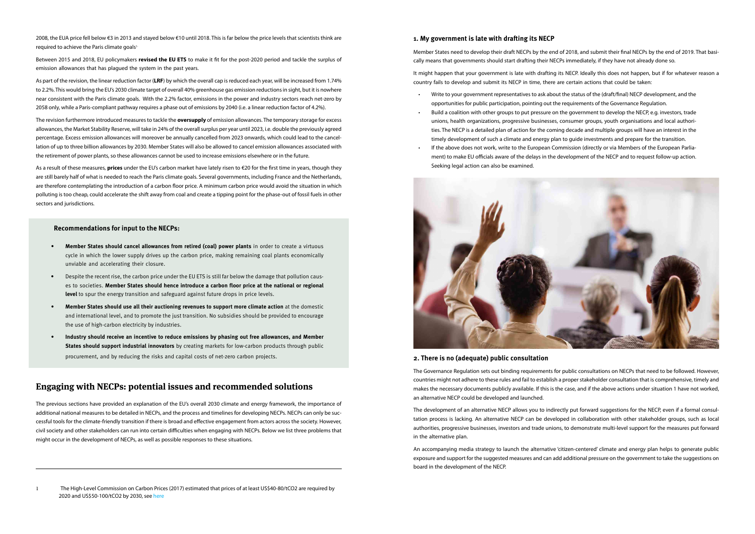2008, the EUA price fell below €3 in 2013 and stayed below €10 until 2018. This is far below the price levels that scientists think are required to achieve the Paris climate goals[1]

Between 2015 and 2018, EU policymakers **revised the EU ETS** to make it fit for the post-2020 period and tackle the surplus of emission allowances that has plagued the system in the past years.

As part of the revision, the linear reduction factor (**LRF**) by which the overall cap is reduced each year, will be increased from 1.74% to 2.2%. This would bring the EU's 2030 climate target of overall 40% greenhouse gas emission reductions in sight, but it is nowhere near consistent with the Paris climate goals. With the 2.2% factor, emissions in the power and industry sectors reach net-zero by 2058 only, while a Paris-compliant pathway requires a phase out of emissions by 2040 (i.e. a linear reduction factor of 4.2%).

The revision furthermore introduced measures to tackle the **oversupply** of emission allowances. The temporary storage for excess allowances, the Market Stability Reserve, will take in 24% of the overall surplus per year until 2023, i.e. double the previously agreed percentage. Excess emission allowances will moreover be annually cancelled from 2023 onwards, which could lead to the cancellation of up to three billion allowances by 2030. Member States will also be allowed to cancel emission allowances associated with the retirement of power plants, so these allowances cannot be used to increase emissions elsewhere or in the future.

As a result of these measures, **prices** under the EU's carbon market have lately risen to €20 for the first time in years, though they are still barely half of what is needed to reach the Paris climate goals. Several governments, including France and the Netherlands, are therefore contemplating the introduction of a carbon floor price. A minimum carbon price would avoid the situation in which polluting is too cheap, could accelerate the shift away from coal and create a tipping point for the phase-out of fossil fuels in other sectors and jurisdictions.

### Recommendations for input to the NECPs:

- **Member States should cancel allowances from retired (coal) power plants** in order to create a virtuous cycle in which the lower supply drives up the carbon price, making remaining coal plants economically unviable and accelerating their closure.
- Despite the recent rise, the carbon price under the EU ETS is still far below the damage that pollution causes to societies. **Member States should hence introduce a carbon floor price at the national or regional level** to spur the energy transition and safeguard against future drops in price levels.
- **Member States should use all their auctioning revenues to support more climate action** at the domestic and international level, and to promote the just transition. No subsidies should be provided to encourage the use of high-carbon electricity by industries.
- **Industry should receive an incentive to reduce emissions by phasing out free allowances, and Member States should support industrial innovators** by creating markets for low-carbon products through public procurement, and by reducing the risks and capital costs of net-zero carbon projects.

## Engaging with NECPs: potential issues and recommended solutions

The previous sections have provided an explanation of the EU's overall 2030 climate and energy framework, the importance of additional national measures to be detailed in NECPs, and the process and timelines for developing NECPs. NECPs can only be successful tools for the climate-friendly transition if there is broad and effective engagement from actors across the society. However, civil society and other stakeholders can run into certain difficulties when engaging with NECPs. Below we list three problems that might occur in the development of NECPs, as well as possible responses to these situations.

### 1. My government is late with drafting its NECP

Member States need to develop their draft NECPs by the end of 2018, and submit their final NECPs by the end of 2019. That basically means that governments should start drafting their NECPs immediately, if they have not already done so.

It might happen that your government is late with drafting its NECP. Ideally this does not happen, but if for whatever reason a country fails to develop and submit its NECP in time, there are certain actions that could be taken:

- Write to your government representatives to ask about the status of the (draft/final) NECP development, and the opportunities for public participation, pointing out the requirements of the Governance Regulation.
- Build a coalition with other groups to put pressure on the government to develop the NECP, e.g. investors, trade unions, health organizations, progressive businesses, consumer groups, youth organisations and local authorities. The NECP is a detailed plan of action for the coming decade and multiple groups will have an interest in the timely development of such a climate and energy plan to guide investments and prepare for the transition.
- If the above does not work, write to the European Commission (directly or via Members of the European Parliament) to make EU officials aware of the delays in the development of the NECP and to request follow-up action. Seeking legal action can also be examined.

### 2. There is no (adequate) public consultation

The Governance Regulation sets out binding requirements for public consultations on NECPs that need to be followed. However, countries might not adhere to these rules and fail to establish a proper stakeholder consultation that is comprehensive, timely and makes the necessary documents publicly available. If this is the case, and if the above actions under situation 1 have not worked, an alternative NECP could be developed and launched.

The development of an alternative NECP allows you to indirectly put forward suggestions for the NECP, even if a formal consultation process is lacking. An alternative NECP can be developed in collaboration with other stakeholder groups, such as local authorities, progressive businesses, investors and trade unions, to demonstrate multi-level support for the measures put forward in the alternative plan.

An accompanying media strategy to launch the alternative 'citizen-centered' climate and energy plan helps to generate public exposure and support for the suggested measures and can add additional pressure on the government to take the suggestions on board in the development of the NECP.

[1] The High-Level Commission on Carbon Prices (2017) estimated that prices of at least US$40-80/tCO2 are required by 2020 and US$50-100/tCO2 by 2030, see here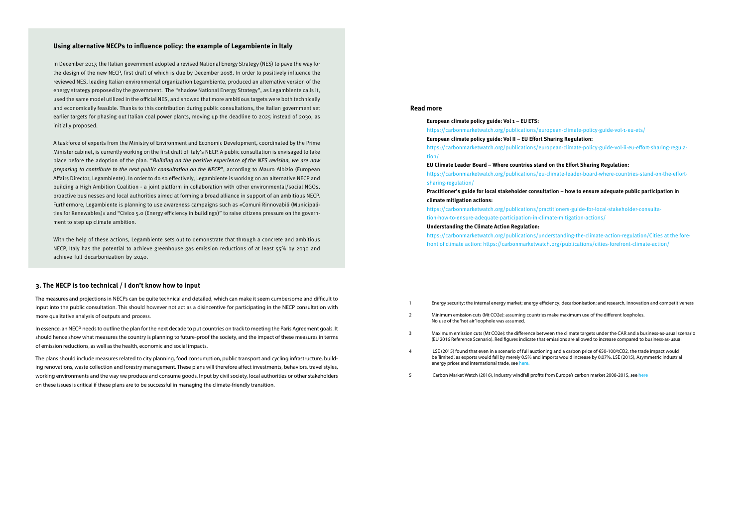## Using alternative NECPs to influence policy: the example of Legambiente in Italy

In December 2017, the Italian government adopted a revised National Energy Strategy (NES) to pave the way for the design of the new NECP, first draft of which is due by December 2018. In order to positively influence the reviewed NES, leading Italian environmental organization Legambiente, produced an alternative version of the energy strategy proposed by the government. The "shadow National Energy Strategy", as Legambiente calls it, used the same model utilized in the official NES, and showed that more ambitious targets were both technically and economically feasible. Thanks to this contribution during public consultations, the Italian government set earlier targets for phasing out Italian coal power plants, moving up the deadline to 2025 instead of 2030, as initially proposed.

A taskforce of experts from the Ministry of Environment and Economic Development, coordinated by the Prime Minister cabinet, is currently working on the first draft of Italy's NECP. A public consultation is envisaged to take place before the adoption of the plan. "*Building on the positive experience of the NES revision, we are now preparing to contribute to the next public consultation on the NECP*", according to Mauro Albizio (European Affairs Director, Legambiente). In order to do so effectively, Legambiente is working on an alternative NECP and building a High Ambition Coalition - a joint platform in collaboration with other environmental/social NGOs, proactive businesses and local authorities aimed at forming a broad alliance in support of an ambitious NECP. Furthermore, Legambiente is planning to use awareness campaigns such as «Comuni Rinnovabili (Municipalities for Renewables)» and "Civico 5.0 (Energy efficiency in buildings)" to raise citizens pressure on the government to step up climate ambition.

With the help of these actions, Legambiente sets out to demonstrate that through a concrete and ambitious NECP, Italy has the potential to achieve greenhouse gas emission reductions of at least 55% by 2030 and achieve full decarbonization by 2040.

## 3. The NECP is too technical / I don't know how to input

The measures and projections in NECPs can be quite technical and detailed, which can make it seem cumbersome and difficult to input into the public consultation. This should however not act as a disincentive for participating in the NECP consultation with more qualitative analysis of outputs and process.

In essence, an NECP needs to outline the plan for the next decade to put countries on track to meeting the Paris Agreement goals. It should hence show what measures the country is planning to future-proof the society, and the impact of these measures in terms of emission reductions, as well as the health, economic and social impacts.

The plans should include measures related to city planning, food consumption, public transport and cycling infrastructure, building renovations, waste collection and forestry management. These plans will therefore affect investments, behaviors, travel styles, working environments and the way we produce and consume goods. Input by civil society, local authorities or other stakeholders on these issues is critical if these plans are to be successful in managing the climate-friendly transition.

## Read more

**European climate policy guide: Vol 1 – EU ETS:**

https://carbonmarketwatch.org/publications/european-climate-policy-guide-vol-1-eu-ets/

**European climate policy guide: Vol II – EU Effort Sharing Regulation:**

https://carbonmarketwatch.org/publications/european-climate-policy-guide-vol-ii-eu-effort-sharing-regulation/

**EU Climate Leader Board – Where countries stand on the Effort Sharing Regulation:**

https://carbonmarketwatch.org/publications/eu-climate-leader-board-where-countries-stand-on-the-effort-sharing-regulation/

**Practitioner's guide for local stakeholder consultation – how to ensure adequate public participation in climate mitigation actions:**

https://carbonmarketwatch.org/publications/practitioners-guide-for-local-stakeholder-consultation-how-to-ensure-adequate-participation-in-climate-mitigation-actions/

**Understanding the Climate Action Regulation:**

https://carbonmarketwatch.org/publications/understanding-the-climate-action-regulation/Cities at the forefront of climate action: https://carbonmarketwatch.org/publications/cities-forefront-climate-action/

---

1. Energy security; the internal energy market; energy efficiency; decarbonisation; and research, innovation and competitiveness
2. Minimum emission cuts (Mt CO2e): assuming countries make maximum use of the different loopholes. No use of the 'hot air' loophole was assumed.
3. Maximum emission cuts (Mt CO2e): the difference between the climate targets under the CAR and a business-as-usual scenario (EU 2016 Reference Scenario). Red figures indicate that emissions are allowed to increase compared to business-as-usual
4. LSE (2015) found that even in a scenario of full auctioning and a carbon price of €50-100/tCO2, the trade impact would be 'limited', as exports would fall by merely 0.5% and imports would increase by 0.07%. LSE (2015), Asymmetric industrial energy prices and international trade, see here.
5. Carbon Market Watch (2016), Industry windfall profits from Europe's carbon market 2008-2015, see here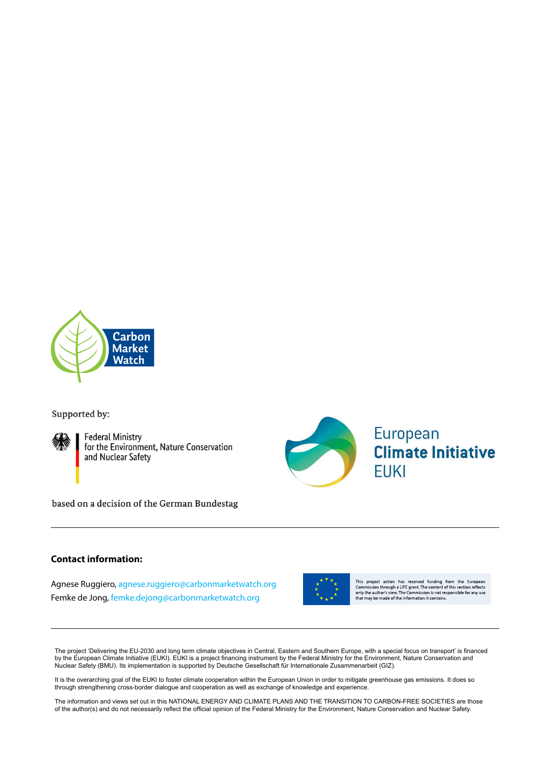Carbon Market Watch

Supported by:

Federal Ministry for the Environment, Nature Conservation and Nuclear Safety

based on a decision of the German Bundestag

European Climate Initiative EUKI

---

**Contact information:**

Agnese Ruggiero, agnese.ruggiero@carbonmarketwatch.org
Femke de Jong, femke.dejong@carbonmarketwatch.org

This project action has received funding from the European Commission through a LIFE grant. The content of this section reflects only the author's view. The Commission is not responsible for any use that may be made of the information it contains.

---

The project 'Delivering the EU-2030 and long term climate objectives in Central, Eastern and Southern Europe, with a special focus on transport' is financed by the European Climate Initiative (EUKI). EUKI is a project financing instrument by the Federal Ministry for the Environment, Nature Conservation and Nuclear Safety (BMU). Its implementation is supported by Deutsche Gesellschaft für Internationale Zusammenarbeit (GIZ).

It is the overarching goal of the EUKI to foster climate cooperation within the European Union in order to mitigate greenhouse gas emissions. It does so through strengthening cross-border dialogue and cooperation as well as exchange of knowledge and experience.

The information and views set out in this NATIONAL ENERGY AND CLIMATE PLANS AND THE TRANSITION TO CARBON-FREE SOCIETIES are those of the author(s) and do not necessarily reflect the official opinion of the Federal Ministry for the Environment, Nature Conservation and Nuclear Safety.